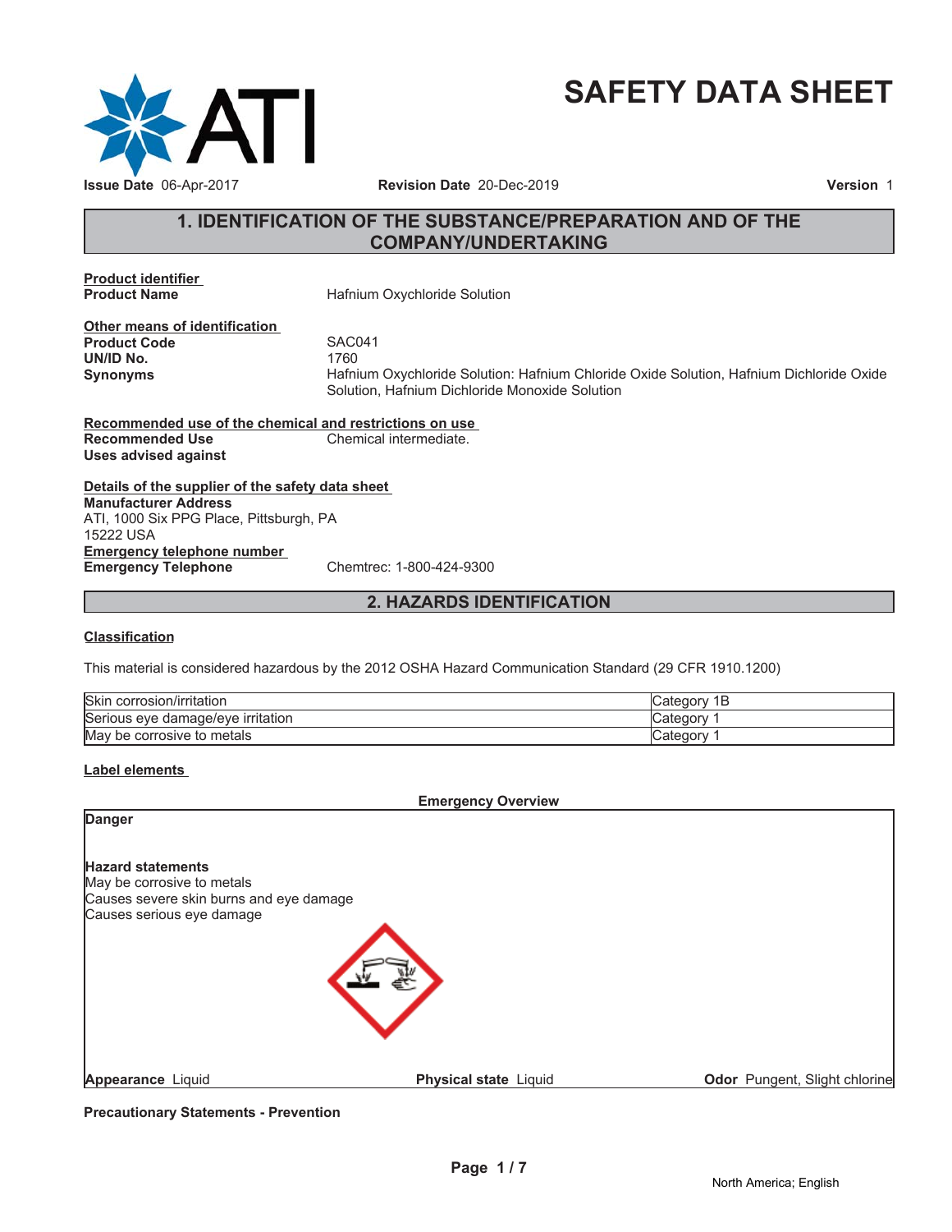# SAFETY DATA SHEET

**Issue Date** 06-Apr-2017 **Revision Date** 20-Dec-2019 **Version** 1

## 1. IDENTIFICATION OF THE SUBSTANCE/PREPARATION AND OF THE COMPANY/UNDERTAKING

**Product identifier**

**Product Name** Hafnium Oxychloride Solution

**Other means of identification**

**Product Code** SAC041

**UN/ID No.** 1760

**Synonyms** Hafnium Oxychloride Solution: Hafnium Chloride Oxide Solution, Hafnium Dichloride Oxide Solution, Hafnium Dichloride Monoxide Solution

**Recommended use of the chemical and restrictions on use**

**Recommended Use** Chemical intermediate.

**Uses advised against**

**Details of the supplier of the safety data sheet**

**Manufacturer Address**
ATI, 1000 Six PPG Place, Pittsburgh, PA
15222 USA

**Emergency telephone number**

**Emergency Telephone** Chemtrec: 1-800-424-9300

## 2. HAZARDS IDENTIFICATION

**Classification**

This material is considered hazardous by the 2012 OSHA Hazard Communication Standard (29 CFR 1910.200)

| | |
|---|---|
| Skin corrosion/irritation | Category 1B |
| Serious eye damage/eye irritation | Category 1 |
| May be corrosive to metals | Category 1 |

**Label elements**

**Emergency Overview**

**Danger**

**Hazard statements**
May be corrosive to metals
Causes severe skin burns and eye damage
Causes serious eye damage

**Appearance** Liquid **Physical state** Liquid **Odor** Pungent, Slight chlorine

**Precautionary Statements - Prevention**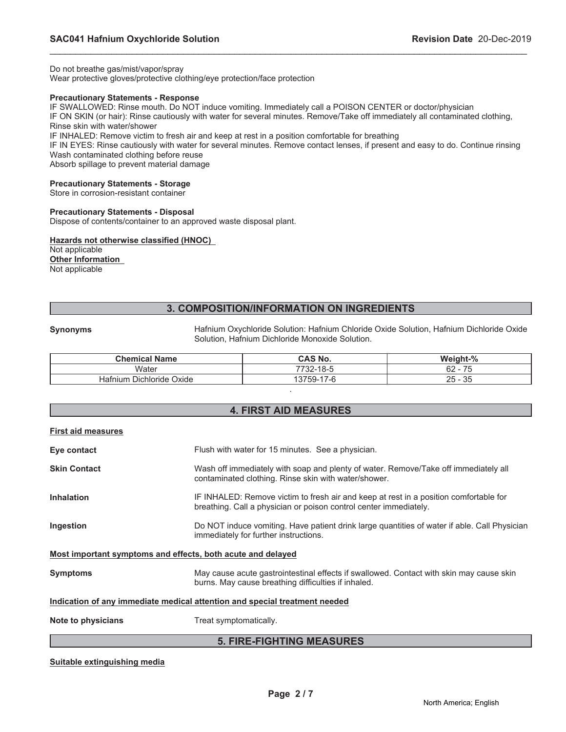Do not breathe gas/mist/vapor/spray
Wear protective gloves/protective clothing/eye protection/face protection

**Precautionary Statements - Response**
IF SWALLOWED: Rinse mouth. Do NOT induce vomiting. Immediately call a POISON CENTER or doctor/physician
IF ON SKIN (or hair): Rinse cautiously with water for several minutes. Remove/Take off immediately all contaminated clothing, Rinse skin with water/shower
IF INHALED: Remove victim to fresh air and keep at rest in a position comfortable for breathing
IF IN EYES: Rinse cautiously with water for several minutes. Remove contact lenses, if present and easy to do. Continue rinsing
Wash contaminated clothing before reuse
Absorb spillage to prevent material damage

**Precautionary Statements - Storage**
Store in corrosion-resistant container

**Precautionary Statements - Disposal**
Dispose of contents/container to an approved waste disposal plant.

**Hazards not otherwise classified (HNOC)**
Not applicable
**Other Information**
Not applicable

## 3. COMPOSITION/INFORMATION ON INGREDIENTS

**Synonyms** Hafnium Oxychloride Solution: Hafnium Chloride Oxide Solution, Hafnium Dichloride Oxide Solution, Hafnium Dichloride Monoxide Solution.

| Chemical Name | CAS No. | Weight-% |
|---|---|---|
| Water | 7732-18-5 | 62 - 75 |
| Hafnium Dichloride Oxide | 13759-17-6 | 25 - 35 |

## 4. FIRST AID MEASURES

**First aid measures**

**Eye contact** Flush with water for 15 minutes. See a physician.

**Skin Contact** Wash off immediately with soap and plenty of water. Remove/Take off immediately all contaminated clothing. Rinse skin with water/shower.

**Inhalation** IF INHALED: Remove victim to fresh air and keep at rest in a position comfortable for breathing. Call a physician or poison control center immediately.

**Ingestion** Do NOT induce vomiting. Have patient drink large quantities of water if able. Call Physician immediately for further instructions.

**Most important symptoms and effects, both acute and delayed**

**Symptoms** May cause acute gastrointestinal effects if swallowed. Contact with skin may cause skin burns. May cause breathing difficulties if inhaled.

**Indication of any immediate medical attention and special treatment needed**

**Note to physicians** Treat symptomatically.

## 5. FIRE-FIGHTING MEASURES

**Suitable extinguishing media**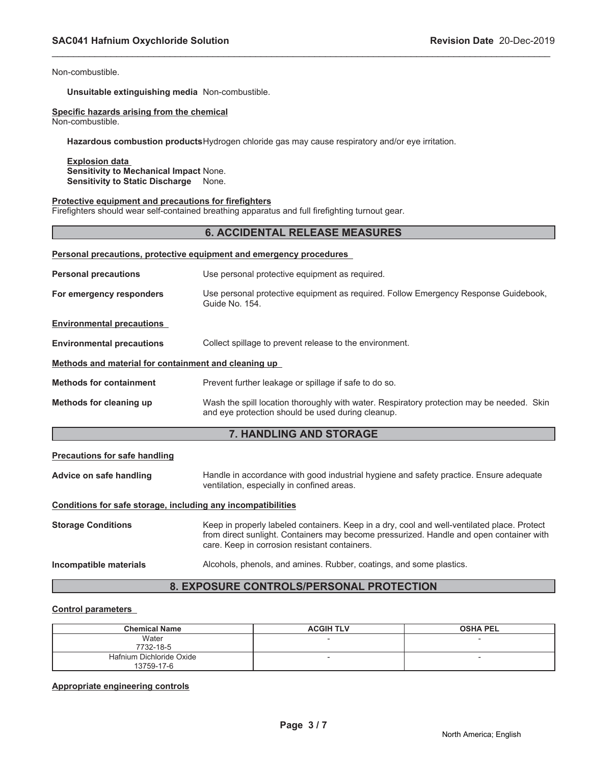Non-combustible.

**Unsuitable extinguishing media** Non-combustible.

**Specific hazards arising from the chemical**
Non-combustible.

**Hazardous combustion products** Hydrogen chloride gas may cause respiratory and/or eye irritation.

**Explosion data**
**Sensitivity to Mechanical Impact** None.
**Sensitivity to Static Discharge** None.

**Protective equipment and precautions for firefighters**
Firefighters should wear self-contained breathing apparatus and full firefighting turnout gear.

## 6. ACCIDENTAL RELEASE MEASURES

**Personal precautions, protective equipment and emergency procedures**

**Personal precautions** Use personal protective equipment as required.

**For emergency responders** Use personal protective equipment as required. Follow Emergency Response Guidebook, Guide No. 154.

**Environmental precautions**

**Environmental precautions** Collect spillage to prevent release to the environment.

**Methods and material for containment and cleaning up**

**Methods for containment** Prevent further leakage or spillage if safe to do so.

**Methods for cleaning up** Wash the spill location thoroughly with water. Respiratory protection may be needed. Skin and eye protection should be used during cleanup.

## 7. HANDLING AND STORAGE

**Precautions for safe handling**

**Advice on safe handling** Handle in accordance with good industrial hygiene and safety practice. Ensure adequate ventilation, especially in confined areas.

**Conditions for safe storage, including any incompatibilities**

**Storage Conditions** Keep in properly labeled containers. Keep in a dry, cool and well-ventilated place. Protect from direct sunlight. Containers may become pressurized. Handle and open container with care. Keep in corrosion resistant containers.

**Incompatible materials** Alcohols, phenols, and amines. Rubber, coatings, and some plastics.

## 8. EXPOSURE CONTROLS/PERSONAL PROTECTION

**Control parameters**

| Chemical Name | ACGIH TLV | OSHA PEL |
|---|---|---|
| Water<br>7732-18-5 | - | - |
| Hafnium Dichloride Oxide<br>13759-17-6 | - | - |

**Appropriate engineering controls**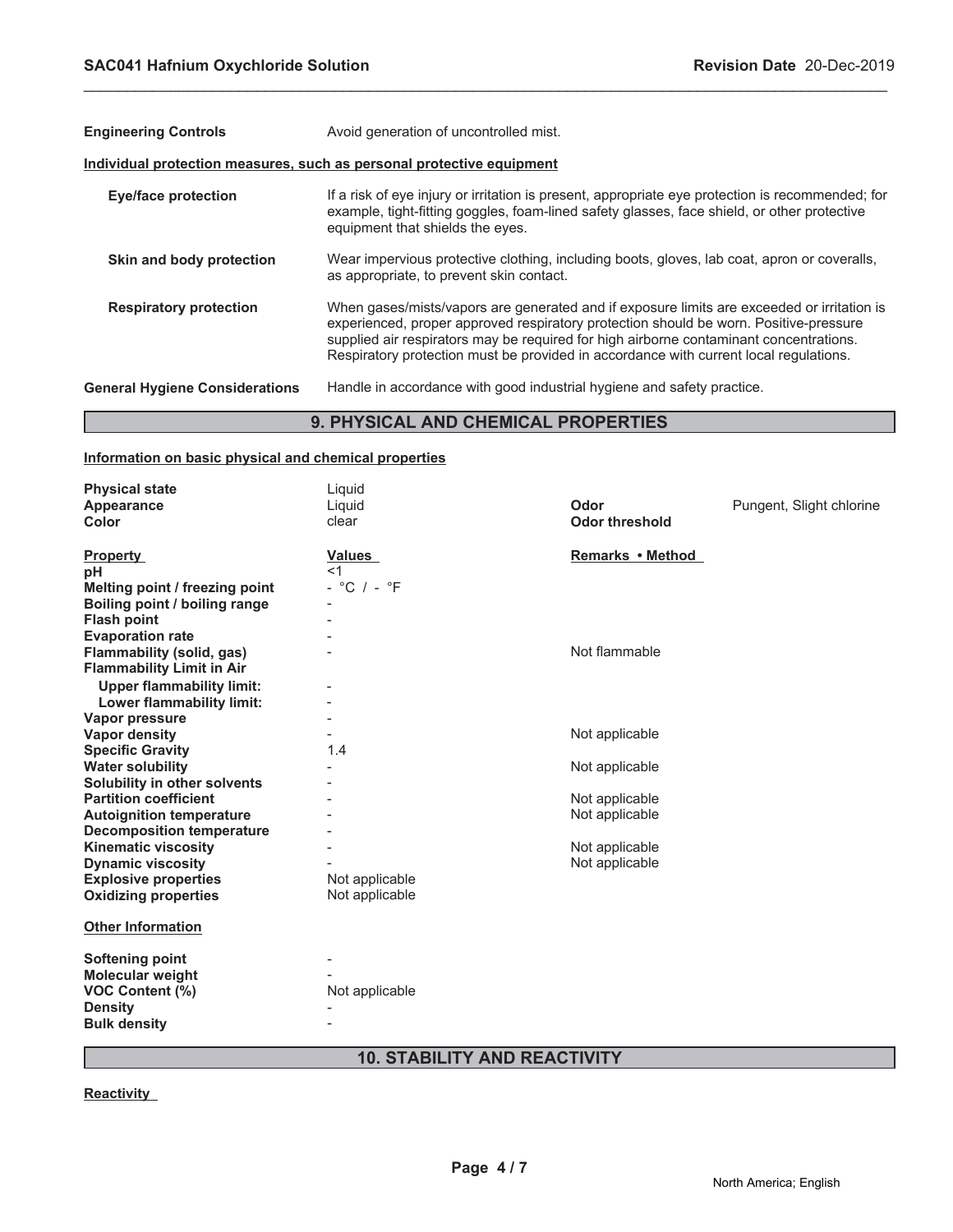**Engineering Controls** Avoid generation of uncontrolled mist.

**Individual protection measures, such as personal protective equipment**

**Eye/face protection** If a risk of eye injury or irritation is present, appropriate eye protection is recommended; for example, tight-fitting goggles, foam-lined safety glasses, face shield, or other protective equipment that shields the eyes.

**Skin and body protection** Wear impervious protective clothing, including boots, gloves, lab coat, apron or coveralls, as appropriate, to prevent skin contact.

**Respiratory protection** When gases/mists/vapors are generated and if exposure limits are exceeded or irritation is experienced, proper approved respiratory protection should be worn. Positive-pressure supplied air respirators may be required for high airborne contaminant concentrations. Respiratory protection must be provided in accordance with current local regulations.

**General Hygiene Considerations** Handle in accordance with good industrial hygiene and safety practice.

## 9. PHYSICAL AND CHEMICAL PROPERTIES

**Information on basic physical and chemical properties**

| | | | |
|---|---|---|---|
| **Physical state** | Liquid | | |
| **Appearance** | Liquid | **Odor** | Pungent, Slight chlorine |
| **Color** | clear | **Odor threshold** | |

| **Property** | **Values** | **Remarks • Method** |
|---|---|---|
| **pH** | <1 | |
| **Melting point / freezing point** | - °C / - °F | |
| **Boiling point / boiling range** | - | |
| **Flash point** | - | |
| **Evaporation rate** | - | |
| **Flammability (solid, gas)** | - | Not flammable |
| **Flammability Limit in Air** | | |
| **Upper flammability limit:** | - | |
| **Lower flammability limit:** | - | |
| **Vapor pressure** | - | |
| **Vapor density** | - | Not applicable |
| **Specific Gravity** | 1.4 | |
| **Water solubility** | - | Not applicable |
| **Solubility in other solvents** | - | |
| **Partition coefficient** | - | Not applicable |
| **Autoignition temperature** | - | Not applicable |
| **Decomposition temperature** | - | |
| **Kinematic viscosity** | - | Not applicable |
| **Dynamic viscosity** | - | Not applicable |
| **Explosive properties** | Not applicable | |
| **Oxidizing properties** | Not applicable | |

**Other Information**

| | |
|---|---|
| **Softening point** | - |
| **Molecular weight** | - |
| **VOC Content (%)** | Not applicable |
| **Density** | - |
| **Bulk density** | - |

## 10. STABILITY AND REACTIVITY

**Reactivity**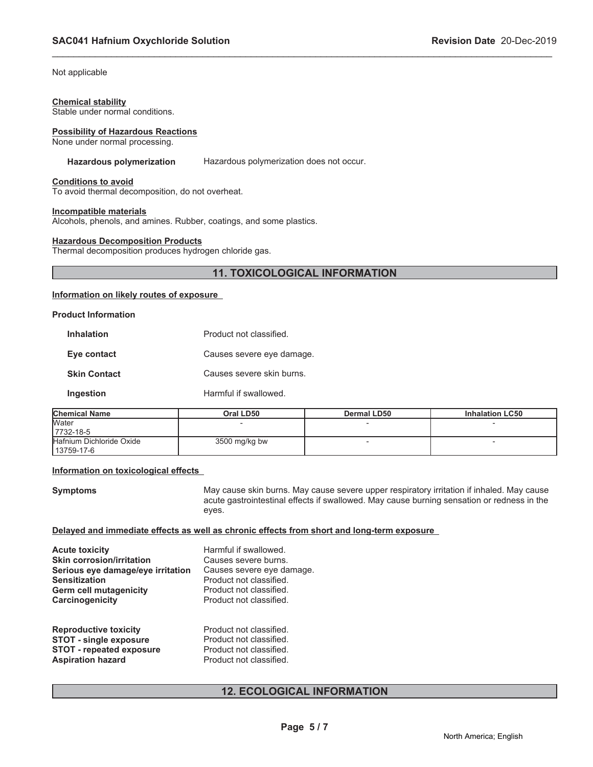Not applicable

**Chemical stability**
Stable under normal conditions.

**Possibility of Hazardous Reactions**
None under normal processing.

**Hazardous polymerization** Hazardous polymerization does not occur.

**Conditions to avoid**
To avoid thermal decomposition, do not overheat.

**Incompatible materials**
Alcohols, phenols, and amines. Rubber, coatings, and some plastics.

**Hazardous Decomposition Products**
Thermal decomposition produces hydrogen chloride gas.

## 11. TOXICOLOGICAL INFORMATION

**Information on likely routes of exposure**

**Product Information**

| | |
|---|---|
| **Inhalation** | Product not classified. |
| **Eye contact** | Causes severe eye damage. |
| **Skin Contact** | Causes severe skin burns. |
| **Ingestion** | Harmful if swallowed. |

| Chemical Name | Oral LD50 | Dermal LD50 | Inhalation LC50 |
|---|---|---|---|
| Water<br>7732-18-5 | - | - | - |
| Hafnium Dichloride Oxide<br>13759-17-6 | 3500 mg/kg bw | - | - |

**Information on toxicological effects**

**Symptoms** May cause skin burns. May cause severe upper respiratory irritation if inhaled. May cause acute gastrointestinal effects if swallowed. May cause burning sensation or redness in the eyes.

**Delayed and immediate effects as well as chronic effects from short and long-term exposure**

| | |
|---|---|
| **Acute toxicity** | Harmful if swallowed. |
| **Skin corrosion/irritation** | Causes severe burns. |
| **Serious eye damage/eye irritation** | Causes severe eye damage. |
| **Sensitization** | Product not classified. |
| **Germ cell mutagenicity** | Product not classified. |
| **Carcinogenicity** | Product not classified. |
| **Reproductive toxicity** | Product not classified. |
| **STOT - single exposure** | Product not classified. |
| **STOT - repeated exposure** | Product not classified. |
| **Aspiration hazard** | Product not classified. |

## 12. ECOLOGICAL INFORMATION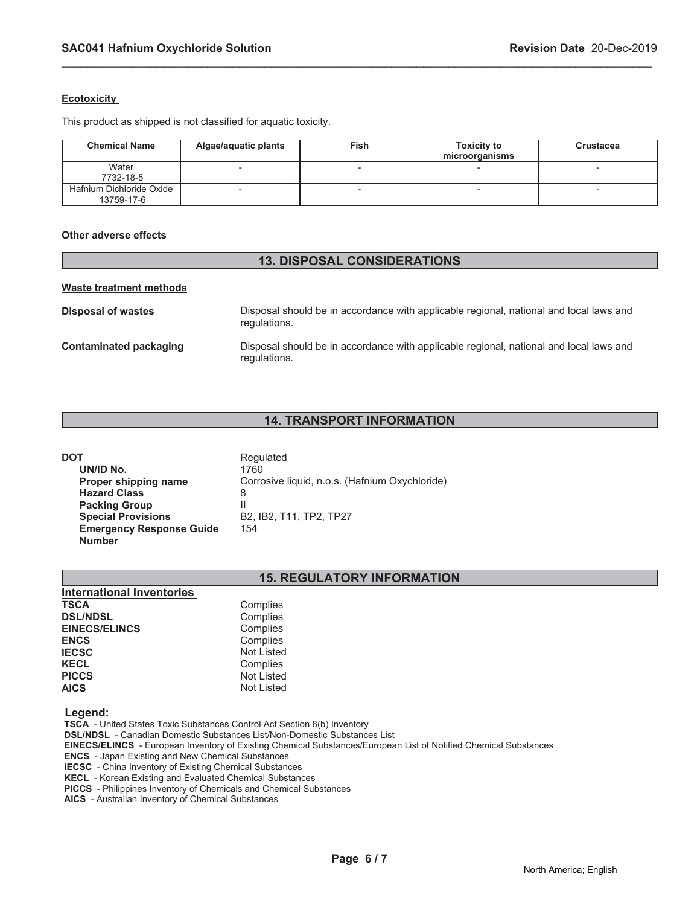#### Ecotoxicity

This product as shipped is not classified for aquatic toxicity.

| Chemical Name | Algae/aquatic plants | Fish | Toxicity to microorganisms | Crustacea |
|---|---|---|---|---|
| Water 7732-18-5 | - | - | - | - |
| Hafnium Dichloride Oxide 13759-17-6 | - | - | - | - |

#### Other adverse effects

## 13. DISPOSAL CONSIDERATIONS

#### Waste treatment methods

**Disposal of wastes** Disposal should be in accordance with applicable regional, national and local laws and regulations.

**Contaminated packaging** Disposal should be in accordance with applicable regional, national and local laws and regulations.

## 14. TRANSPORT INFORMATION

**DOT** Regulated

- **UN/ID No.** 1760
- **Proper shipping name** Corrosive liquid, n.o.s. (Hafnium Oxychloride)
- **Hazard Class** 8
- **Packing Group** II
- **Special Provisions** B2, IB2, T11, TP2, TP27
- **Emergency Response Guide Number** 154

## 15. REGULATORY INFORMATION

#### International Inventories

| | |
|---|---|
| **TSCA** | Complies |
| **DSL/NDSL** | Complies |
| **EINECS/ELINCS** | Complies |
| **ENCS** | Complies |
| **IECSC** | Not Listed |
| **KECL** | Complies |
| **PICCS** | Not Listed |
| **AICS** | Not Listed |

**Legend:**

**TSCA** - United States Toxic Substances Control Act Section 8(b) Inventory
**DSL/NDSL** - Canadian Domestic Substances List/Non-Domestic Substances List
**EINECS/ELINCS** - European Inventory of Existing Chemical Substances/European List of Notified Chemical Substances
**ENCS** - Japan Existing and New Chemical Substances
**IECSC** - China Inventory of Existing Chemical Substances
**KECL** - Korean Existing and Evaluated Chemical Substances
**PICCS** - Philippines Inventory of Chemicals and Chemical Substances
**AICS** - Australian Inventory of Chemical Substances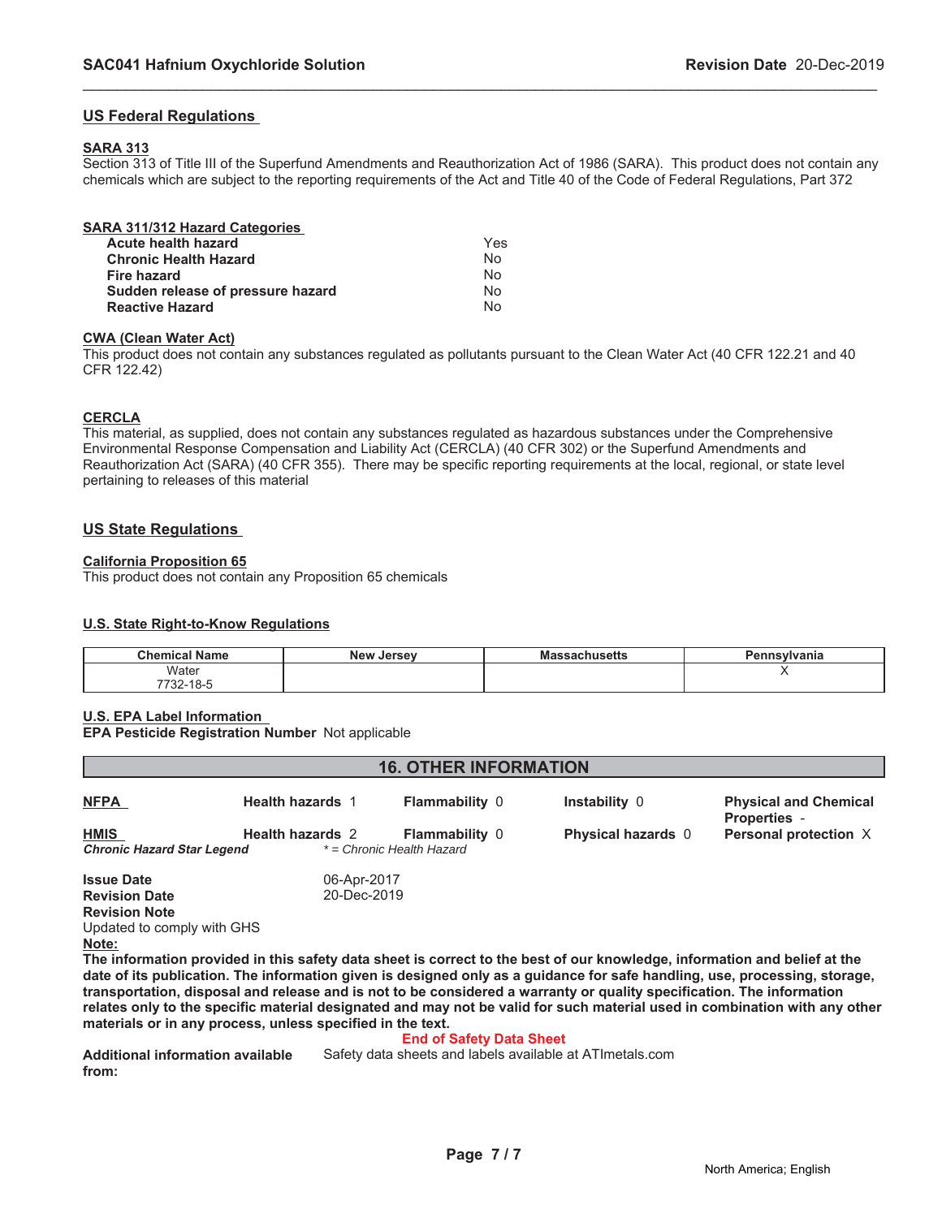## US Federal Regulations

### SARA 313

Section 313 of Title III of the Superfund Amendments and Reauthorization Act of 1986 (SARA). This product does not contain any chemicals which are subject to the reporting requirements of the Act and Title 40 of the Code of Federal Regulations, Part 372

### SARA 311/312 Hazard Categories

| | |
|---|---|
| **Acute health hazard** | Yes |
| **Chronic Health Hazard** | No |
| **Fire hazard** | No |
| **Sudden release of pressure hazard** | No |
| **Reactive Hazard** | No |

### CWA (Clean Water Act)

This product does not contain any substances regulated as pollutants pursuant to the Clean Water Act (40 CFR 122.21 and 40 CFR 122.42)

### CERCLA

This material, as supplied, does not contain any substances regulated as hazardous substances under the Comprehensive Environmental Response Compensation and Liability Act (CERCLA) (40 CFR 302) or the Superfund Amendments and Reauthorization Act (SARA) (40 CFR 355). There may be specific reporting requirements at the local, regional, or state level pertaining to releases of this material

## US State Regulations

### California Proposition 65

This product does not contain any Proposition 65 chemicals

### U.S. State Right-to-Know Regulations

| Chemical Name | New Jersey | Massachusetts | Pennsylvania |
|---|---|---|---|
| Water 7732-18-5 | | | X |

### U.S. EPA Label Information

**EPA Pesticide Registration Number** Not applicable

## 16. OTHER INFORMATION

| | | | | |
|---|---|---|---|---|
| **NFPA** | **Health hazards** 1 | **Flammability** 0 | **Instability** 0 | **Physical and Chemical Properties** - |
| **HMIS** | **Health hazards** 2 | **Flammability** 0 | **Physical hazards** 0 | **Personal protection** X |

***Chronic Hazard Star Legend*** *\* = Chronic Health Hazard*

**Issue Date** 06-Apr-2017

**Revision Date** 20-Dec-2019

**Revision Note**

Updated to comply with GHS

**Note:**

**The information provided in this safety data sheet is correct to the best of our knowledge, information and belief at the date of its publication. The information given is designed only as a guidance for safe handling, use, processing, storage, transportation, disposal and release and is not to be considered a warranty or quality specification. The information relates only to the specific material designated and may not be valid for such material used in combination with any other materials or in any process, unless specified in the text.**

**End of Safety Data Sheet**

**Additional information available from:** Safety data sheets and labels available at ATImetals.com